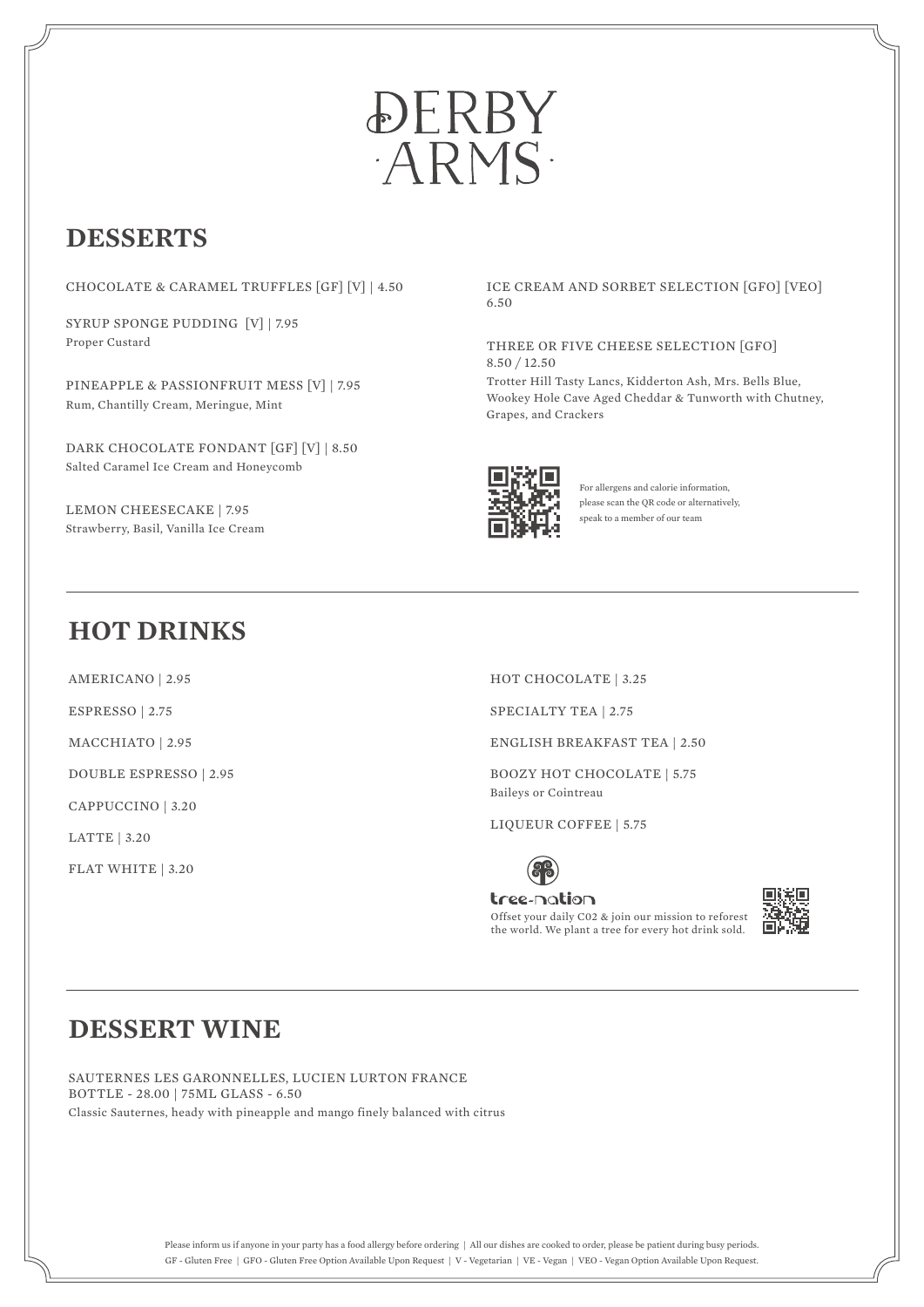# DERBY ARMS

## DESSERTS

CHOCOLATE & CARAMEL TRUFFLES [GF] [V] | 4.50

SYRUP SPONGE PUDDING [V] | 7.95
Proper Custard

PINEAPPLE & PASSIONFRUIT MESS [V] | 7.95
Rum, Chantilly Cream, Meringue, Mint

DARK CHOCOLATE FONDANT [GF] [V] | 8.50
Salted Caramel Ice Cream and Honeycomb

LEMON CHEESECAKE | 7.95
Strawberry, Basil, Vanilla Ice Cream

ICE CREAM AND SORBET SELECTION [GFO] [VEO]
6.50

THREE OR FIVE CHEESE SELECTION [GFO]
8.50 / 12.50
Trotter Hill Tasty Lancs, Kidderton Ash, Mrs. Bells Blue, Wookey Hole Cave Aged Cheddar & Tunworth with Chutney, Grapes, and Crackers

For allergens and calorie information, please scan the QR code or alternatively, speak to a member of our team

## HOT DRINKS

AMERICANO | 2.95

ESPRESSO | 2.75

MACCHIATO | 2.95

DOUBLE ESPRESSO | 2.95

CAPPUCCINO | 3.20

LATTE | 3.20

FLAT WHITE | 3.20

HOT CHOCOLATE | 3.25

SPECIALTY TEA | 2.75

ENGLISH BREAKFAST TEA | 2.50

BOOZY HOT CHOCOLATE | 5.75
Baileys or Cointreau

LIQUEUR COFFEE | 5.75

tree-nation
Offset your daily C02 & join our mission to reforest the world. We plant a tree for every hot drink sold.

## DESSERT WINE

SAUTERNES LES GARONNELLES, LUCIEN LURTON FRANCE
BOTTLE - 28.00 | 75ML GLASS - 6.50
Classic Sauternes, heady with pineapple and mango finely balanced with citrus

Please inform us if anyone in your party has a food allergy before ordering | All our dishes are cooked to order, please be patient during busy periods.
GF - Gluten Free | GFO - Gluten Free Option Available Upon Request | V - Vegetarian | VE - Vegan | VEO - Vegan Option Available Upon Request.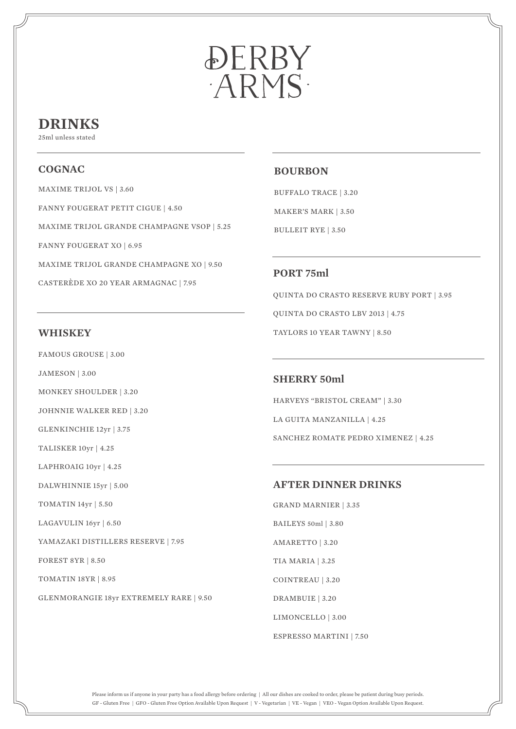# DERBY ARMS

## DRINKS

25ml unless stated

### COGNAC

MAXIME TRIJOL VS | 3.60

FANNY FOUGERAT PETIT CIGUE | 4.50

MAXIME TRIJOL GRANDE CHAMPAGNE VSOP | 5.25

FANNY FOUGERAT XO | 6.95

MAXIME TRIJOL GRANDE CHAMPAGNE XO | 9.50

CASTERÈDE XO 20 YEAR ARMAGNAC | 7.95

### WHISKEY

FAMOUS GROUSE | 3.00

JAMESON | 3.00

MONKEY SHOULDER | 3.20

JOHNNIE WALKER RED | 3.20

GLENKINCHIE 12yr | 3.75

TALISKER 10yr | 4.25

LAPHROAIG 10yr | 4.25

DALWHINNIE 15yr | 5.00

TOMATIN 14yr | 5.50

LAGAVULIN 16yr | 6.50

YAMAZAKI DISTILLERS RESERVE | 7.95

FOREST 8YR | 8.50

TOMATIN 18YR | 8.95

GLENMORANGIE 18yr EXTREMELY RARE | 9.50

### BOURBON

BUFFALO TRACE | 3.20

MAKER'S MARK | 3.50

BULLEIT RYE | 3.50

### PORT 75ml

QUINTA DO CRASTO RESERVE RUBY PORT | 3.95

QUINTA DO CRASTO LBV 2013 | 4.75

TAYLORS 10 YEAR TAWNY | 8.50

### SHERRY 50ml

HARVEYS "BRISTOL CREAM" | 3.30

LA GUITA MANZANILLA | 4.25

SANCHEZ ROMATE PEDRO XIMENEZ | 4.25

### AFTER DINNER DRINKS

GRAND MARNIER | 3.35

BAILEYS 50ml | 3.80

AMARETTO | 3.20

TIA MARIA | 3.25

COINTREAU | 3.20

DRAMBUIE | 3.20

LIMONCELLO | 3.00

ESPRESSO MARTINI | 7.50

Please inform us if anyone in your party has a food allergy before ordering | All our dishes are cooked to order, please be patient during busy periods.
GF - Gluten Free | GFO - Gluten Free Option Available Upon Request | V - Vegetarian | VE - Vegan | VEO - Vegan Option Available Upon Request.